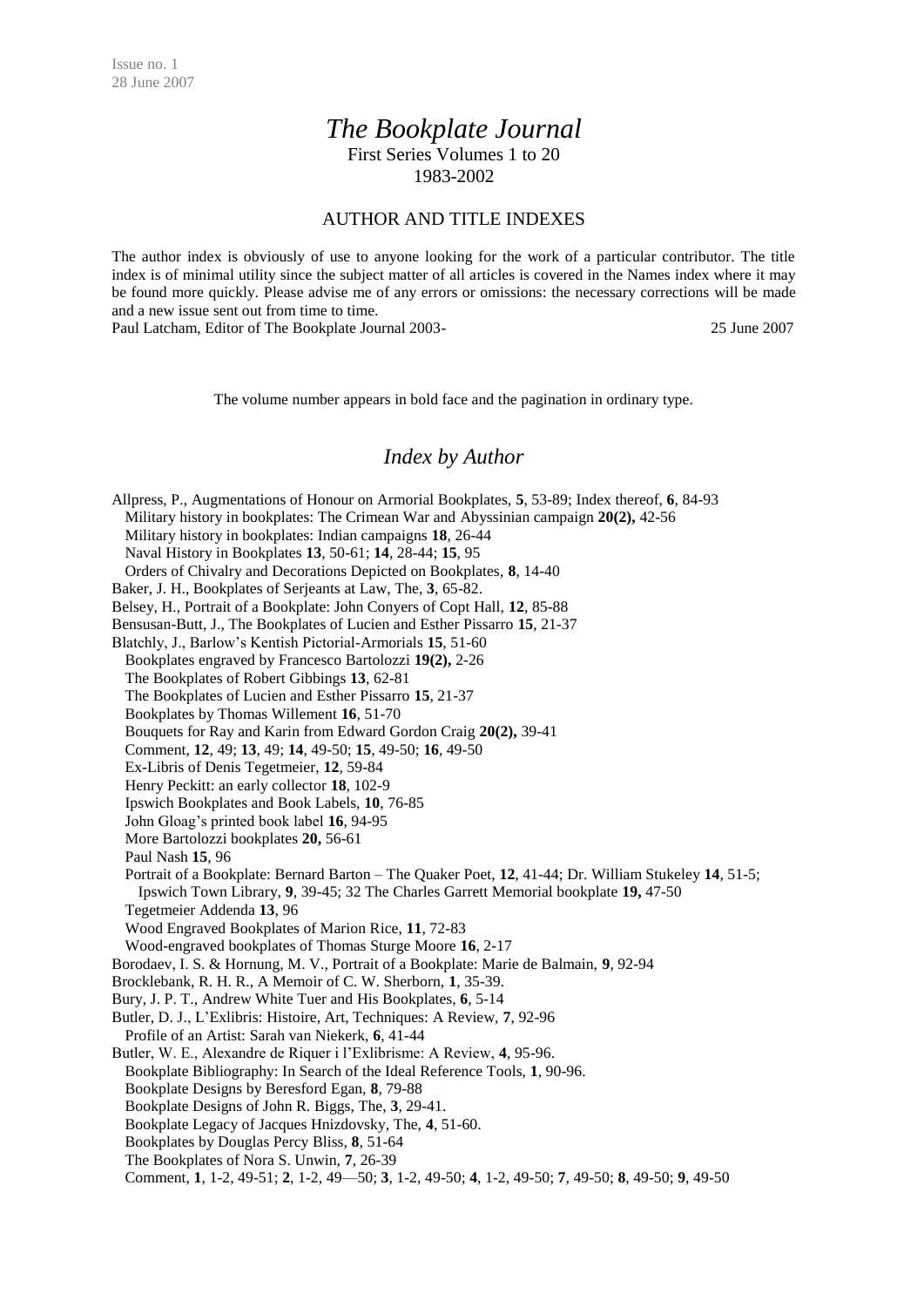Issue no. 1
28 June 2007

# *The Bookplate Journal*

First Series Volumes 1 to 20
1983-2002

## AUTHOR AND TITLE INDEXES

The author index is obviously of use to anyone looking for the work of a particular contributor. The title index is of minimal utility since the subject matter of all articles is covered in the Names index where it may be found more quickly. Please advise me of any errors or omissions: the necessary corrections will be made and a new issue sent out from time to time.
Paul Latcham, Editor of The Bookplate Journal 2003- 25 June 2007

The volume number appears in bold face and the pagination in ordinary type.

## *Index by Author*

Allpress, P., Augmentations of Honour on Armorial Bookplates, **5**, 53-89; Index thereof, **6**, 84-93
 Military history in bookplates: The Crimean War and Abyssinian campaign **20(2),** 42-56
 Military history in bookplates: Indian campaigns **18**, 26-44
 Naval History in Bookplates **13**, 50-61; **14**, 28-44; **15**, 95
 Orders of Chivalry and Decorations Depicted on Bookplates, **8**, 14-40
Baker, J. H., Bookplates of Serjeants at Law, The, **3**, 65-82.
Belsey, H., Portrait of a Bookplate: John Conyers of Copt Hall, **12**, 85-88
Bensusan-Butt, J., The Bookplates of Lucien and Esther Pissarro **15**, 21-37
Blatchly, J., Barlow's Kentish Pictorial-Armorials **15**, 51-60
 Bookplates engraved by Francesco Bartolozzi **19(2),** 2-26
 The Bookplates of Robert Gibbings **13**, 62-81
 The Bookplates of Lucien and Esther Pissarro **15**, 21-37
 Bookplates by Thomas Willement **16**, 51-70
 Bouquets for Ray and Karin from Edward Gordon Craig **20(2),** 39-41
 Comment, **12**, 49; **13**, 49; **14**, 49-50; **15**, 49-50; **16**, 49-50
 Ex-Libris of Denis Tegetmeier, **12**, 59-84
 Henry Peckitt: an early collector **18**, 102-9
 Ipswich Bookplates and Book Labels, **10**, 76-85
 John Gloag's printed book label **16**, 94-95
 More Bartolozzi bookplates **20,** 56-61
 Paul Nash **15**, 96
 Portrait of a Bookplate: Bernard Barton – The Quaker Poet, **12**, 41-44; Dr. William Stukeley **14**, 51-5; Ipswich Town Library, **9**, 39-45; 32 The Charles Garrett Memorial bookplate **19,** 47-50
 Tegetmeier Addenda **13**, 96
 Wood Engraved Bookplates of Marion Rice, **11**, 72-83
 Wood-engraved bookplates of Thomas Sturge Moore **16**, 2-17
Borodaev, I. S. & Hornung, M. V., Portrait of a Bookplate: Marie de Balmain, **9**, 92-94
Brocklebank, R. H. R., A Memoir of C. W. Sherborn, **1**, 35-39.
Bury, J. P. T., Andrew White Tuer and His Bookplates, **6**, 5-14
Butler, D. J., L'Exlibris: Histoire, Art, Techniques: A Review, **7**, 92-96
 Profile of an Artist: Sarah van Niekerk, **6**, 41-44
Butler, W. E., Alexandre de Riquer i l'Exlibrisme: A Review, **4**, 95-96.
 Bookplate Bibliography: In Search of the Ideal Reference Tools, **1**, 90-96.
 Bookplate Designs by Beresford Egan, **8**, 79-88
 Bookplate Designs of John R. Biggs, The, **3**, 29-41.
 Bookplate Legacy of Jacques Hnizdovsky, The, **4**, 51-60.
 Bookplates by Douglas Percy Bliss, **8**, 51-64
 The Bookplates of Nora S. Unwin, **7**, 26-39
 Comment, **1**, 1-2, 49-51; **2**, 1-2, 49—50; **3**, 1-2, 49-50; **4**, 1-2, 49-50; **7**, 49-50; **8**, 49-50; **9**, 49-50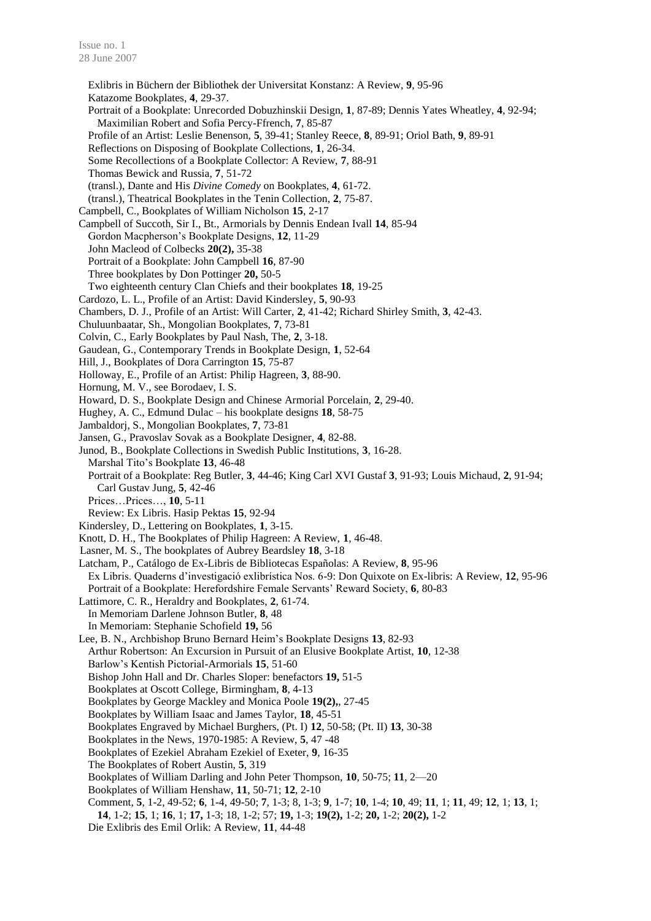Exlibris in Büchern der Bibliothek der Universitat Konstanz: A Review, **9**, 95-96
Katazome Bookplates, **4**, 29-37.
Portrait of a Bookplate: Unrecorded Dobuzhinskii Design, **1**, 87-89; Dennis Yates Wheatley, **4**, 92-94; Maximilian Robert and Sofia Percy-Ffrench, **7**, 85-87
Profile of an Artist: Leslie Benenson, **5**, 39-41; Stanley Reece, **8**, 89-91; Oriol Bath, **9**, 89-91
Reflections on Disposing of Bookplate Collections, **1**, 26-34.
Some Recollections of a Bookplate Collector: A Review, **7**, 88-91
Thomas Bewick and Russia, **7**, 51-72
(transl.), Dante and His *Divine Comedy* on Bookplates, **4**, 61-72.
(transl.), Theatrical Bookplates in the Tenin Collection, **2**, 75-87.

Campbell, C., Bookplates of William Nicholson **15**, 2-17

Campbell of Succoth, Sir I., Bt., Armorials by Dennis Endean Ivall **14**, 85-94
Gordon Macpherson's Bookplate Designs, **12**, 11-29
John Macleod of Colbecks **20(2),** 35-38
Portrait of a Bookplate: John Campbell **16**, 87-90
Three bookplates by Don Pottinger **20,** 50-5
Two eighteenth century Clan Chiefs and their bookplates **18**, 19-25

Cardozo, L. L., Profile of an Artist: David Kindersley, **5**, 90-93

Chambers, D. J., Profile of an Artist: Will Carter, **2**, 41-42; Richard Shirley Smith, **3**, 42-43.

Chuluunbaatar, Sh., Mongolian Bookplates, **7**, 73-81

Colvin, C., Early Bookplates by Paul Nash, The, **2**, 3-18.

Gaudean, G., Contemporary Trends in Bookplate Design, **1**, 52-64

Hill, J., Bookplates of Dora Carrington **15**, 75-87

Holloway, E., Profile of an Artist: Philip Hagreen, **3**, 88-90.

Hornung, M. V., see Borodaev, I. S.

Howard, D. S., Bookplate Design and Chinese Armorial Porcelain, **2**, 29-40.

Hughey, A. C., Edmund Dulac – his bookplate designs **18**, 58-75

Jambaldorj, S., Mongolian Bookplates, **7**, 73-81

Jansen, G., Pravoslav Sovak as a Bookplate Designer, **4**, 82-88.

Junod, B., Bookplate Collections in Swedish Public Institutions, **3**, 16-28.
Marshal Tito's Bookplate **13**, 46-48
Portrait of a Bookplate: Reg Butler, **3**, 44-46; King Carl XVI Gustaf **3**, 91-93; Louis Michaud, **2**, 91-94; Carl Gustav Jung, **5**, 42-46
Prices…Prices…, **10**, 5-11
Review: Ex Libris. Hasip Pektas **15**, 92-94

Kindersley, D., Lettering on Bookplates, **1**, 3-15.

Knott, D. H., The Bookplates of Philip Hagreen: A Review, **1**, 46-48.

Lasner, M. S., The bookplates of Aubrey Beardsley **18**, 3-18

Latcham, P., Catálogo de Ex-Libris de Bibliotecas Españolas: A Review, **8**, 95-96
Ex Libris. Quaderns d'investigació exlibrística Nos. 6-9: Don Quixote on Ex-libris: A Review, **12**, 95-96
Portrait of a Bookplate: Herefordshire Female Servants' Reward Society, **6**, 80-83

Lattimore, C. R., Heraldry and Bookplates, **2**, 61-74.
In Memoriam Darlene Johnson Butler, **8**, 48
In Memoriam: Stephanie Schofield **19,** 56

Lee, B. N., Archbishop Bruno Bernard Heim's Bookplate Designs **13**, 82-93
Arthur Robertson: An Excursion in Pursuit of an Elusive Bookplate Artist, **10**, 12-38
Barlow's Kentish Pictorial-Armorials **15**, 51-60
Bishop John Hall and Dr. Charles Sloper: benefactors **19,** 51-5
Bookplates at Oscott College, Birmingham, **8**, 4-13
Bookplates by George Mackley and Monica Poole **19(2),**, 27-45
Bookplates by William Isaac and James Taylor, **18**, 45-51
Bookplates Engraved by Michael Burghers, (Pt. I) **12**, 50-58; (Pt. II) **13**, 30-38
Bookplates in the News, 1970-1985: A Review, **5**, 47 -48
Bookplates of Ezekiel Abraham Ezekiel of Exeter, **9**, 16-35
The Bookplates of Robert Austin, **5**, 319
Bookplates of William Darling and John Peter Thompson, **10**, 50-75; **11**, 2—20
Bookplates of William Henshaw, **11**, 50-71; **12**, 2-10
Comment, **5**, 1-2, 49-52; **6**, 1-4, 49-50; **7**, 1-3; 8, 1-3; **9**, 1-7; **10**, 1-4; **10**, 49; **11**, 1; **11**, 49; **12**, 1; **13**, 1; **14**, 1-2; **15**, 1; **16**, 1; **17,** 1-3; 18, 1-2; 57; **19,** 1-3; **19(2),** 1-2; **20,** 1-2; **20(2),** 1-2
Die Exlibris des Emil Orlik: A Review, **11**, 44-48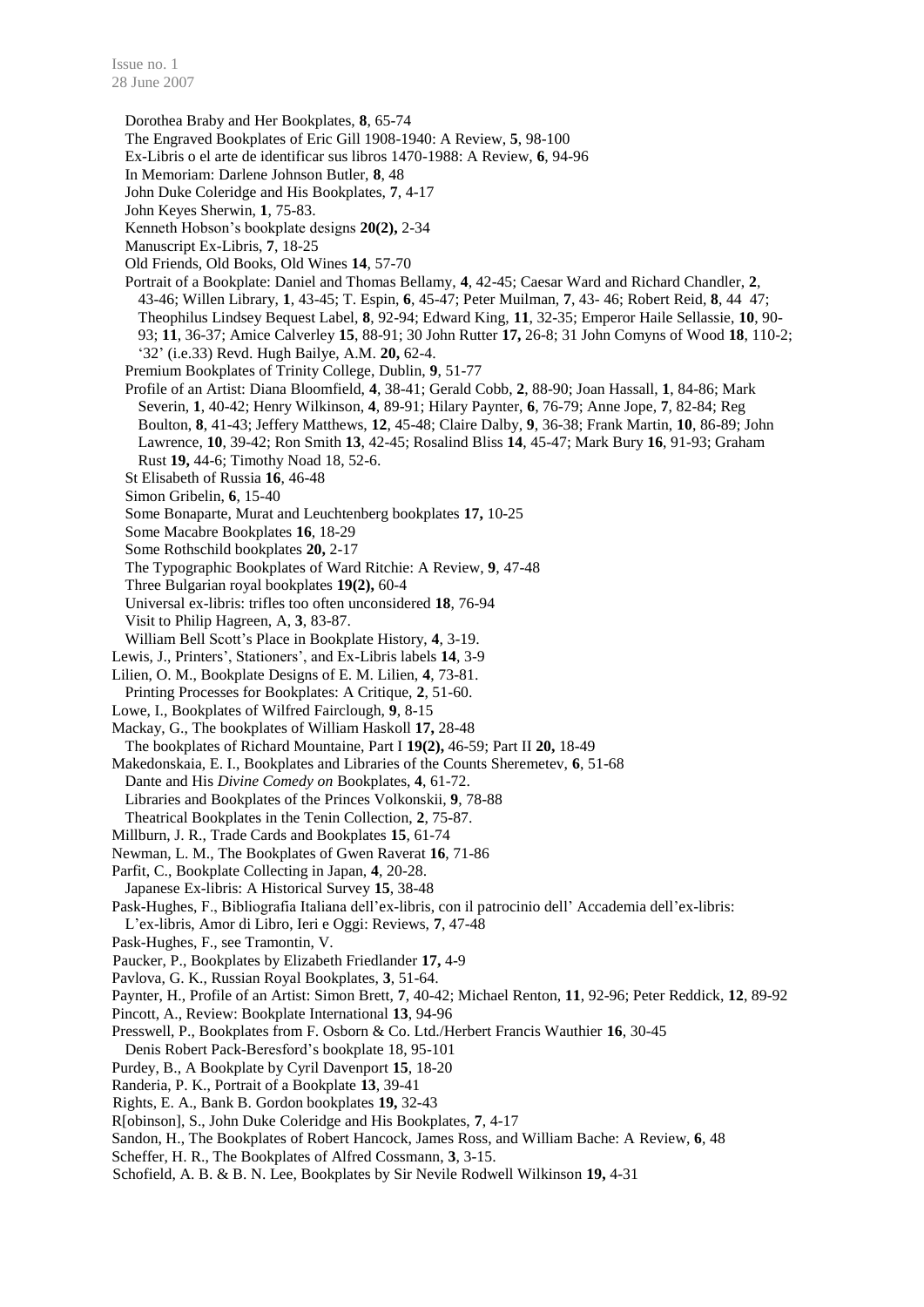Dorothea Braby and Her Bookplates, **8**, 65-74
The Engraved Bookplates of Eric Gill 1908-1940: A Review, **5**, 98-100
Ex-Libris o el arte de identificar sus libros 1470-1988: A Review, **6**, 94-96
In Memoriam: Darlene Johnson Butler, **8**, 48
John Duke Coleridge and His Bookplates, **7**, 4-17
John Keyes Sherwin, **1**, 75-83.
Kenneth Hobson's bookplate designs **20(2),** 2-34
Manuscript Ex-Libris, **7**, 18-25
Old Friends, Old Books, Old Wines **14**, 57-70
Portrait of a Bookplate: Daniel and Thomas Bellamy, **4**, 42-45; Caesar Ward and Richard Chandler, **2**, 43-46; Willen Library, **1**, 43-45; T. Espin, **6**, 45-47; Peter Muilman, **7**, 43- 46; Robert Reid, **8**, 44 47; Theophilus Lindsey Bequest Label, **8**, 92-94; Edward King, **11**, 32-35; Emperor Haile Sellassie, **10**, 90-93; **11**, 36-37; Amice Calverley **15**, 88-91; 30 John Rutter **17,** 26-8; 31 John Comyns of Wood **18**, 110-2; '32' (i.e.33) Revd. Hugh Bailye, A.M. **20,** 62-4.
Premium Bookplates of Trinity College, Dublin, **9**, 51-77
Profile of an Artist: Diana Bloomfield, **4**, 38-41; Gerald Cobb, **2**, 88-90; Joan Hassall, **1**, 84-86; Mark Severin, **1**, 40-42; Henry Wilkinson, **4**, 89-91; Hilary Paynter, **6**, 76-79; Anne Jope, **7**, 82-84; Reg Boulton, **8**, 41-43; Jeffery Matthews, **12**, 45-48; Claire Dalby, **9**, 36-38; Frank Martin, **10**, 86-89; John Lawrence, **10**, 39-42; Ron Smith **13**, 42-45; Rosalind Bliss **14**, 45-47; Mark Bury **16**, 91-93; Graham Rust **19,** 44-6; Timothy Noad 18, 52-6.
St Elisabeth of Russia **16**, 46-48
Simon Gribelin, **6**, 15-40
Some Bonaparte, Murat and Leuchtenberg bookplates **17,** 10-25
Some Macabre Bookplates **16**, 18-29
Some Rothschild bookplates **20,** 2-17
The Typographic Bookplates of Ward Ritchie: A Review, **9**, 47-48
Three Bulgarian royal bookplates **19(2),** 60-4
Universal ex-libris: trifles too often unconsidered **18**, 76-94
Visit to Philip Hagreen, A, **3**, 83-87.
William Bell Scott's Place in Bookplate History, **4**, 3-19.

Lewis, J., Printers', Stationers', and Ex-Libris labels **14**, 3-9

Lilien, O. M., Bookplate Designs of E. M. Lilien, **4**, 73-81.
Printing Processes for Bookplates: A Critique, **2**, 51-60.

Lowe, I., Bookplates of Wilfred Fairclough, **9**, 8-15

Mackay, G., The bookplates of William Haskoll **17,** 28-48
The bookplates of Richard Mountaine, Part I **19(2),** 46-59; Part II **20,** 18-49

Makedonskaia, E. I., Bookplates and Libraries of the Counts Sheremetev, **6**, 51-68
Dante and His *Divine Comedy on* Bookplates, **4**, 61-72.
Libraries and Bookplates of the Princes Volkonskii, **9**, 78-88
Theatrical Bookplates in the Tenin Collection, **2**, 75-87.

Millburn, J. R., Trade Cards and Bookplates **15**, 61-74

Newman, L. M., The Bookplates of Gwen Raverat **16**, 71-86

Parfit, C., Bookplate Collecting in Japan, **4**, 20-28.
Japanese Ex-libris: A Historical Survey **15**, 38-48

Pask-Hughes, F., Bibliografia Italiana dell'ex-libris, con il patrocinio dell' Accademia dell'ex-libris: L'ex-libris, Amor di Libro, Ieri e Oggi: Reviews, **7**, 47-48

Pask-Hughes, F., see Tramontin, V.

Paucker, P., Bookplates by Elizabeth Friedlander **17,** 4-9

Pavlova, G. K., Russian Royal Bookplates, **3**, 51-64.

Paynter, H., Profile of an Artist: Simon Brett, **7**, 40-42; Michael Renton, **11**, 92-96; Peter Reddick, **12**, 89-92

Pincott, A., Review: Bookplate International **13**, 94-96

Presswell, P., Bookplates from F. Osborn & Co. Ltd./Herbert Francis Wauthier **16**, 30-45
Denis Robert Pack-Beresford's bookplate 18, 95-101

Purdey, B., A Bookplate by Cyril Davenport **15**, 18-20

Randeria, P. K., Portrait of a Bookplate **13**, 39-41

Rights, E. A., Bank B. Gordon bookplates **19,** 32-43

R[obinson], S., John Duke Coleridge and His Bookplates, **7**, 4-17

Sandon, H., The Bookplates of Robert Hancock, James Ross, and William Bache: A Review, **6**, 48

Scheffer, H. R., The Bookplates of Alfred Cossmann, **3**, 3-15.

Schofield, A. B. & B. N. Lee, Bookplates by Sir Nevile Rodwell Wilkinson **19,** 4-31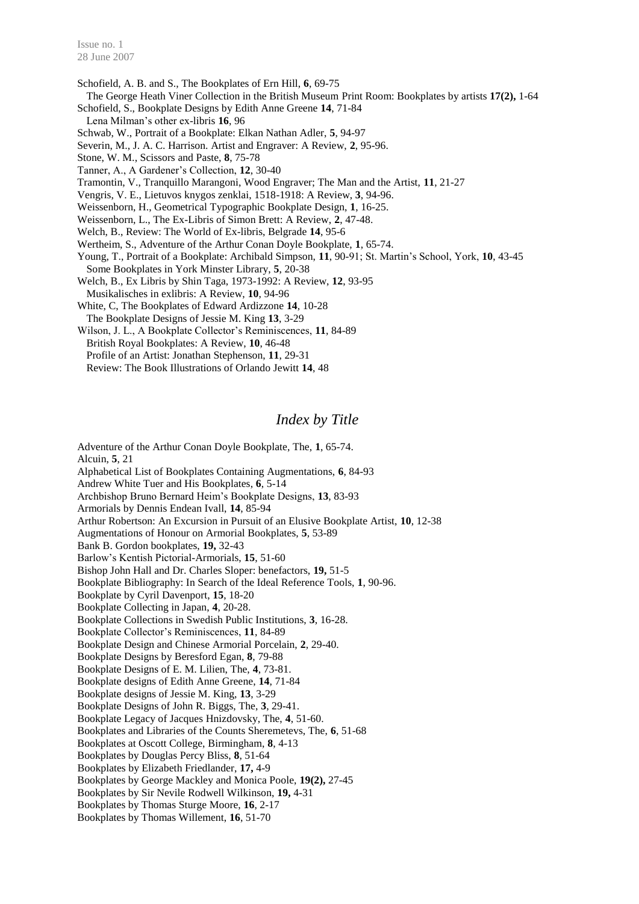Schofield, A. B. and S., The Bookplates of Ern Hill, **6**, 69-75
  The George Heath Viner Collection in the British Museum Print Room: Bookplates by artists **17(2),** 1-64
Schofield, S., Bookplate Designs by Edith Anne Greene **14**, 71-84
  Lena Milman's other ex-libris **16**, 96
Schwab, W., Portrait of a Bookplate: Elkan Nathan Adler, **5**, 94-97
Severin, M., J. A. C. Harrison. Artist and Engraver: A Review, **2**, 95-96.
Stone, W. M., Scissors and Paste, **8**, 75-78
Tanner, A., A Gardener's Collection, **12**, 30-40
Tramontin, V., Tranquillo Marangoni, Wood Engraver; The Man and the Artist, **11**, 21-27
Vengris, V. E., Lietuvos knygos zenklai, 1518-1918: A Review, **3**, 94-96.
Weissenborn, H., Geometrical Typographic Bookplate Design, **1**, 16-25.
Weissenborn, L., The Ex-Libris of Simon Brett: A Review, **2**, 47-48.
Welch, B., Review: The World of Ex-libris, Belgrade **14**, 95-6
Wertheim, S., Adventure of the Arthur Conan Doyle Bookplate, **1**, 65-74.
Young, T., Portrait of a Bookplate: Archibald Simpson, **11**, 90-91; St. Martin's School, York, **10**, 43-45
  Some Bookplates in York Minster Library, **5**, 20-38
Welch, B., Ex Libris by Shin Taga, 1973-1992: A Review, **12**, 93-95
  Musikalisches in exlibris: A Review, **10**, 94-96
White, C, The Bookplates of Edward Ardizzone **14**, 10-28
  The Bookplate Designs of Jessie M. King **13**, 3-29
Wilson, J. L., A Bookplate Collector's Reminiscences, **11**, 84-89
  British Royal Bookplates: A Review, **10**, 46-48
  Profile of an Artist: Jonathan Stephenson, **11**, 29-31
  Review: The Book Illustrations of Orlando Jewitt **14**, 48

## *Index by Title*

Adventure of the Arthur Conan Doyle Bookplate, The, **1**, 65-74.
Alcuin, **5**, 21
Alphabetical List of Bookplates Containing Augmentations, **6**, 84-93
Andrew White Tuer and His Bookplates, **6**, 5-14
Archbishop Bruno Bernard Heim's Bookplate Designs, **13**, 83-93
Armorials by Dennis Endean Ivall, **14**, 85-94
Arthur Robertson: An Excursion in Pursuit of an Elusive Bookplate Artist, **10**, 12-38
Augmentations of Honour on Armorial Bookplates, **5**, 53-89
Bank B. Gordon bookplates, **19,** 32-43
Barlow's Kentish Pictorial-Armorials, **15**, 51-60
Bishop John Hall and Dr. Charles Sloper: benefactors, **19,** 51-5
Bookplate Bibliography: In Search of the Ideal Reference Tools, **1**, 90-96.
Bookplate by Cyril Davenport, **15**, 18-20
Bookplate Collecting in Japan, **4**, 20-28.
Bookplate Collections in Swedish Public Institutions, **3**, 16-28.
Bookplate Collector's Reminiscences, **11**, 84-89
Bookplate Design and Chinese Armorial Porcelain, **2**, 29-40.
Bookplate Designs by Beresford Egan, **8**, 79-88
Bookplate Designs of E. M. Lilien, The, **4**, 73-81.
Bookplate designs of Edith Anne Greene, **14**, 71-84
Bookplate designs of Jessie M. King, **13**, 3-29
Bookplate Designs of John R. Biggs, The, **3**, 29-41.
Bookplate Legacy of Jacques Hnizdovsky, The, **4**, 51-60.
Bookplates and Libraries of the Counts Sheremetevs, The, **6**, 51-68
Bookplates at Oscott College, Birmingham, **8**, 4-13
Bookplates by Douglas Percy Bliss, **8**, 51-64
Bookplates by Elizabeth Friedlander, **17,** 4-9
Bookplates by George Mackley and Monica Poole, **19(2),** 27-45
Bookplates by Sir Nevile Rodwell Wilkinson, **19,** 4-31
Bookplates by Thomas Sturge Moore, **16**, 2-17
Bookplates by Thomas Willement, **16**, 51-70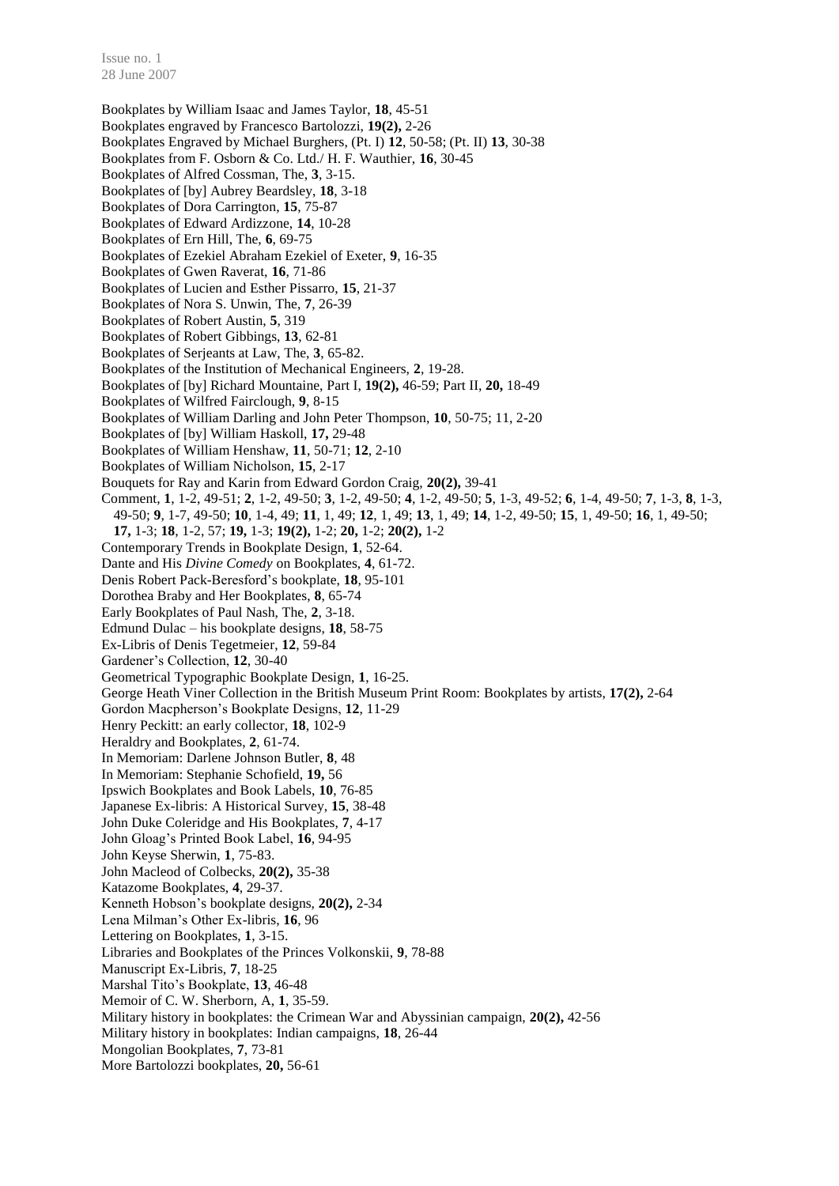Bookplates by William Isaac and James Taylor, **18**, 45-51
Bookplates engraved by Francesco Bartolozzi, **19(2),** 2-26
Bookplates Engraved by Michael Burghers, (Pt. I) **12**, 50-58; (Pt. II) **13**, 30-38
Bookplates from F. Osborn & Co. Ltd./ H. F. Wauthier, **16**, 30-45
Bookplates of Alfred Cossman, The, **3**, 3-15.
Bookplates of [by] Aubrey Beardsley, **18**, 3-18
Bookplates of Dora Carrington, **15**, 75-87
Bookplates of Edward Ardizzone, **14**, 10-28
Bookplates of Ern Hill, The, **6**, 69-75
Bookplates of Ezekiel Abraham Ezekiel of Exeter, **9**, 16-35
Bookplates of Gwen Raverat, **16**, 71-86
Bookplates of Lucien and Esther Pissarro, **15**, 21-37
Bookplates of Nora S. Unwin, The, **7**, 26-39
Bookplates of Robert Austin, **5**, 319
Bookplates of Robert Gibbings, **13**, 62-81
Bookplates of Serjeants at Law, The, **3**, 65-82.
Bookplates of the Institution of Mechanical Engineers, **2**, 19-28.
Bookplates of [by] Richard Mountaine, Part I, **19(2),** 46-59; Part II, **20,** 18-49
Bookplates of Wilfred Fairclough, **9**, 8-15
Bookplates of William Darling and John Peter Thompson, **10**, 50-75; 11, 2-20
Bookplates of [by] William Haskoll, **17,** 29-48
Bookplates of William Henshaw, **11**, 50-71; **12**, 2-10
Bookplates of William Nicholson, **15**, 2-17
Bouquets for Ray and Karin from Edward Gordon Craig, **20(2),** 39-41
Comment, **1**, 1-2, 49-51; **2**, 1-2, 49-50; **3**, 1-2, 49-50; **4**, 1-2, 49-50; **5**, 1-3, 49-52; **6**, 1-4, 49-50; **7**, 1-3, **8**, 1-3, 49-50; **9**, 1-7, 49-50; **10**, 1-4, 49; **11**, 1, 49; **12**, 1, 49; **13**, 1, 49; **14**, 1-2, 49-50; **15**, 1, 49-50; **16**, 1, 49-50; **17,** 1-3; **18**, 1-2, 57; **19,** 1-3; **19(2),** 1-2; **20,** 1-2; **20(2),** 1-2
Contemporary Trends in Bookplate Design, **1**, 52-64.
Dante and His *Divine Comedy* on Bookplates, **4**, 61-72.
Denis Robert Pack-Beresford's bookplate, **18**, 95-101
Dorothea Braby and Her Bookplates, **8**, 65-74
Early Bookplates of Paul Nash, The, **2**, 3-18.
Edmund Dulac – his bookplate designs, **18**, 58-75
Ex-Libris of Denis Tegetmeier, **12**, 59-84
Gardener's Collection, **12**, 30-40
Geometrical Typographic Bookplate Design, **1**, 16-25.
George Heath Viner Collection in the British Museum Print Room: Bookplates by artists, **17(2),** 2-64
Gordon Macpherson's Bookplate Designs, **12**, 11-29
Henry Peckitt: an early collector, **18**, 102-9
Heraldry and Bookplates, **2**, 61-74.
In Memoriam: Darlene Johnson Butler, **8**, 48
In Memoriam: Stephanie Schofield, **19,** 56
Ipswich Bookplates and Book Labels, **10**, 76-85
Japanese Ex-libris: A Historical Survey, **15**, 38-48
John Duke Coleridge and His Bookplates, **7**, 4-17
John Gloag's Printed Book Label, **16**, 94-95
John Keyse Sherwin, **1**, 75-83.
John Macleod of Colbecks, **20(2),** 35-38
Katazome Bookplates, **4**, 29-37.
Kenneth Hobson's bookplate designs, **20(2),** 2-34
Lena Milman's Other Ex-libris, **16**, 96
Lettering on Bookplates, **1**, 3-15.
Libraries and Bookplates of the Princes Volkonskii, **9**, 78-88
Manuscript Ex-Libris, **7**, 18-25
Marshal Tito's Bookplate, **13**, 46-48
Memoir of C. W. Sherborn, A, **1**, 35-59.
Military history in bookplates: the Crimean War and Abyssinian campaign, **20(2),** 42-56
Military history in bookplates: Indian campaigns, **18**, 26-44
Mongolian Bookplates, **7**, 73-81
More Bartolozzi bookplates, **20,** 56-61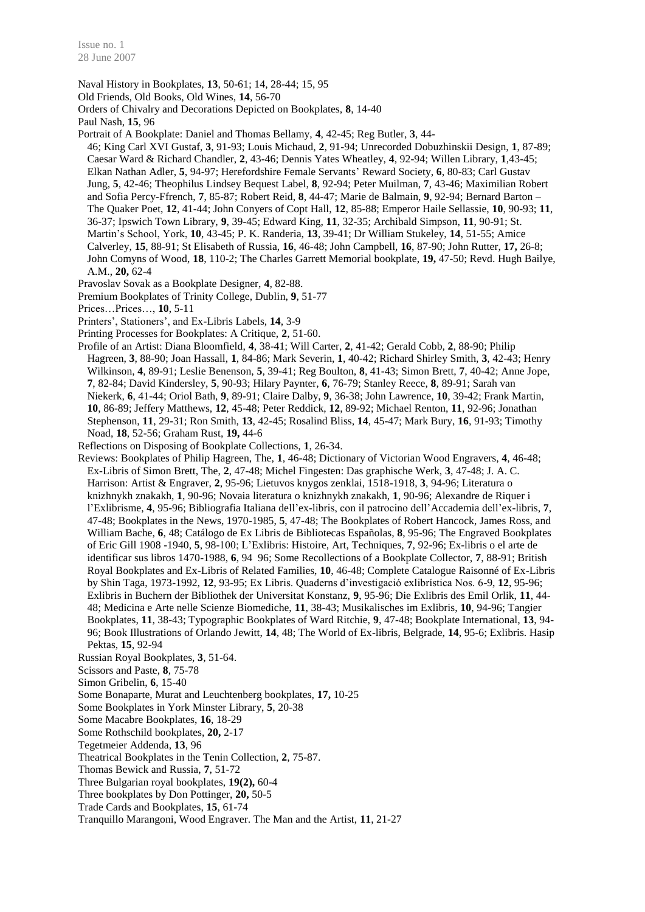Naval History in Bookplates, **13**, 50-61; 14, 28-44; 15, 95

Old Friends, Old Books, Old Wines, **14**, 56-70

Orders of Chivalry and Decorations Depicted on Bookplates, **8**, 14-40

Paul Nash, **15**, 96

Portrait of A Bookplate: Daniel and Thomas Bellamy, **4**, 42-45; Reg Butler, **3**, 44-46; King Carl XVI Gustaf, **3**, 91-93; Louis Michaud, **2**, 91-94; Unrecorded Dobuzhinskii Design, **1**, 87-89; Caesar Ward & Richard Chandler, **2**, 43-46; Dennis Yates Wheatley, **4**, 92-94; Willen Library, **1**,43-45; Elkan Nathan Adler, **5**, 94-97; Herefordshire Female Servants' Reward Society, **6**, 80-83; Carl Gustav Jung, **5**, 42-46; Theophilus Lindsey Bequest Label, **8**, 92-94; Peter Muilman, **7**, 43-46; Maximilian Robert and Sofia Percy-Ffrench, **7**, 85-87; Robert Reid, **8**, 44-47; Marie de Balmain, **9**, 92-94; Bernard Barton – The Quaker Poet, **12**, 41-44; John Conyers of Copt Hall, **12**, 85-88; Emperor Haile Sellassie, **10**, 90-93; **11**, 36-37; Ipswich Town Library, **9**, 39-45; Edward King, **11**, 32-35; Archibald Simpson, **11**, 90-91; St. Martin's School, York, **10**, 43-45; P. K. Randeria, **13**, 39-41; Dr William Stukeley, **14**, 51-55; Amice Calverley, **15**, 88-91; St Elisabeth of Russia, **16**, 46-48; John Campbell, **16**, 87-90; John Rutter, **17,** 26-8; John Comyns of Wood, **18**, 110-2; The Charles Garrett Memorial bookplate, **19,** 47-50; Revd. Hugh Bailye, A.M., **20,** 62-4

Pravoslav Sovak as a Bookplate Designer, **4**, 82-88.

Premium Bookplates of Trinity College, Dublin, **9**, 51-77

Prices…Prices…, **10**, 5-11

Printers', Stationers', and Ex-Libris Labels, **14**, 3-9

Printing Processes for Bookplates: A Critique, **2**, 51-60.

Profile of an Artist: Diana Bloomfield, **4**, 38-41; Will Carter, **2**, 41-42; Gerald Cobb, **2**, 88-90; Philip Hagreen, **3**, 88-90; Joan Hassall, **1**, 84-86; Mark Severin, **1**, 40-42; Richard Shirley Smith, **3**, 42-43; Henry Wilkinson, **4**, 89-91; Leslie Benenson, **5**, 39-41; Reg Boulton, **8**, 41-43; Simon Brett, **7**, 40-42; Anne Jope, **7**, 82-84; David Kindersley, **5**, 90-93; Hilary Paynter, **6**, 76-79; Stanley Reece, **8**, 89-91; Sarah van Niekerk, **6**, 41-44; Oriol Bath, **9**, 89-91; Claire Dalby, **9**, 36-38; John Lawrence, **10**, 39-42; Frank Martin, **10**, 86-89; Jeffery Matthews, **12**, 45-48; Peter Reddick, **12**, 89-92; Michael Renton, **11**, 92-96; Jonathan Stephenson, **11**, 29-31; Ron Smith, **13**, 42-45; Rosalind Bliss, **14**, 45-47; Mark Bury, **16**, 91-93; Timothy Noad, **18**, 52-56; Graham Rust, **19,** 44-6

Reflections on Disposing of Bookplate Collections, **1**, 26-34.

Reviews: Bookplates of Philip Hagreen, The, **1**, 46-48; Dictionary of Victorian Wood Engravers, **4**, 46-48; Ex-Libris of Simon Brett, The, **2**, 47-48; Michel Fingesten: Das graphische Werk, **3**, 47-48; J. A. C. Harrison: Artist & Engraver, **2**, 95-96; Lietuvos knygos zenklai, 1518-1918, **3**, 94-96; Literatura o knizhnykh znakakh, **1**, 90-96; Novaia literatura o knizhnykh znakakh, **1**, 90-96; Alexandre de Riquer i l'Exlibrisme, **4**, 95-96; Bibliografia Italiana dell'ex-libris, con il patrocino dell'Accademia dell'ex-libris, **7**, 47-48; Bookplates in the News, 1970-1985, **5**, 47-48; The Bookplates of Robert Hancock, James Ross, and William Bache, **6**, 48; Catálogo de Ex Libris de Bibliotecas Españolas, **8**, 95-96; The Engraved Bookplates of Eric Gill 1908 -1940, **5**, 98-100; L'Exlibris: Histoire, Art, Techniques, **7**, 92-96; Ex-libris o el arte de identificar sus libros 1470-1988, **6**, 94 96; Some Recollections of a Bookplate Collector, **7**, 88-91; British Royal Bookplates and Ex-Libris of Related Families, **10**, 46-48; Complete Catalogue Raisonné of Ex-Libris by Shin Taga, 1973-1992, **12**, 93-95; Ex Libris. Quaderns d'investigació exlibrística Nos. 6-9, **12**, 95-96; Exlibris in Buchern der Bibliothek der Universitat Konstanz, **9**, 95-96; Die Exlibris des Emil Orlik, **11**, 44-48; Medicina e Arte nelle Scienze Biomediche, **11**, 38-43; Musikalisches im Exlibris, **10**, 94-96; Tangier Bookplates, **11**, 38-43; Typographic Bookplates of Ward Ritchie, **9**, 47-48; Bookplate International, **13**, 94-96; Book Illustrations of Orlando Jewitt, **14**, 48; The World of Ex-libris, Belgrade, **14**, 95-6; Exlibris. Hasip Pektas, **15**, 92-94

Russian Royal Bookplates, **3**, 51-64.

Scissors and Paste, **8**, 75-78

Simon Gribelin, **6**, 15-40

Some Bonaparte, Murat and Leuchtenberg bookplates, **17,** 10-25

Some Bookplates in York Minster Library, **5**, 20-38

Some Macabre Bookplates, **16**, 18-29

Some Rothschild bookplates, **20,** 2-17

Tegetmeier Addenda, **13**, 96

Theatrical Bookplates in the Tenin Collection, **2**, 75-87.

Thomas Bewick and Russia, **7**, 51-72

Three Bulgarian royal bookplates, **19(2),** 60-4

Three bookplates by Don Pottinger, **20,** 50-5

Trade Cards and Bookplates, **15**, 61-74

Tranquillo Marangoni, Wood Engraver. The Man and the Artist, **11**, 21-27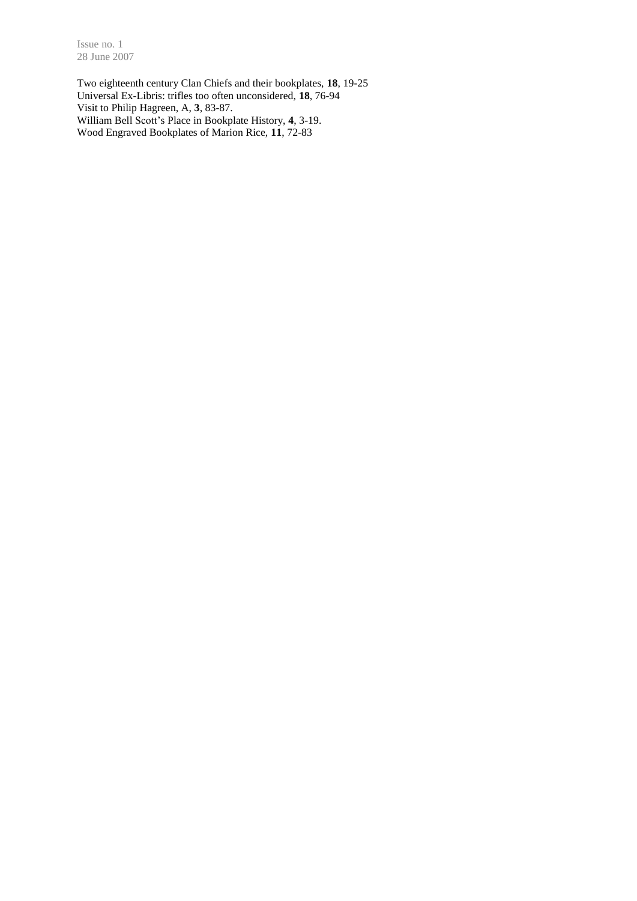Two eighteenth century Clan Chiefs and their bookplates, **18**, 19-25
Universal Ex-Libris: trifles too often unconsidered, **18**, 76-94
Visit to Philip Hagreen, A, **3**, 83-87.
William Bell Scott's Place in Bookplate History, **4**, 3-19.
Wood Engraved Bookplates of Marion Rice, **11**, 72-83